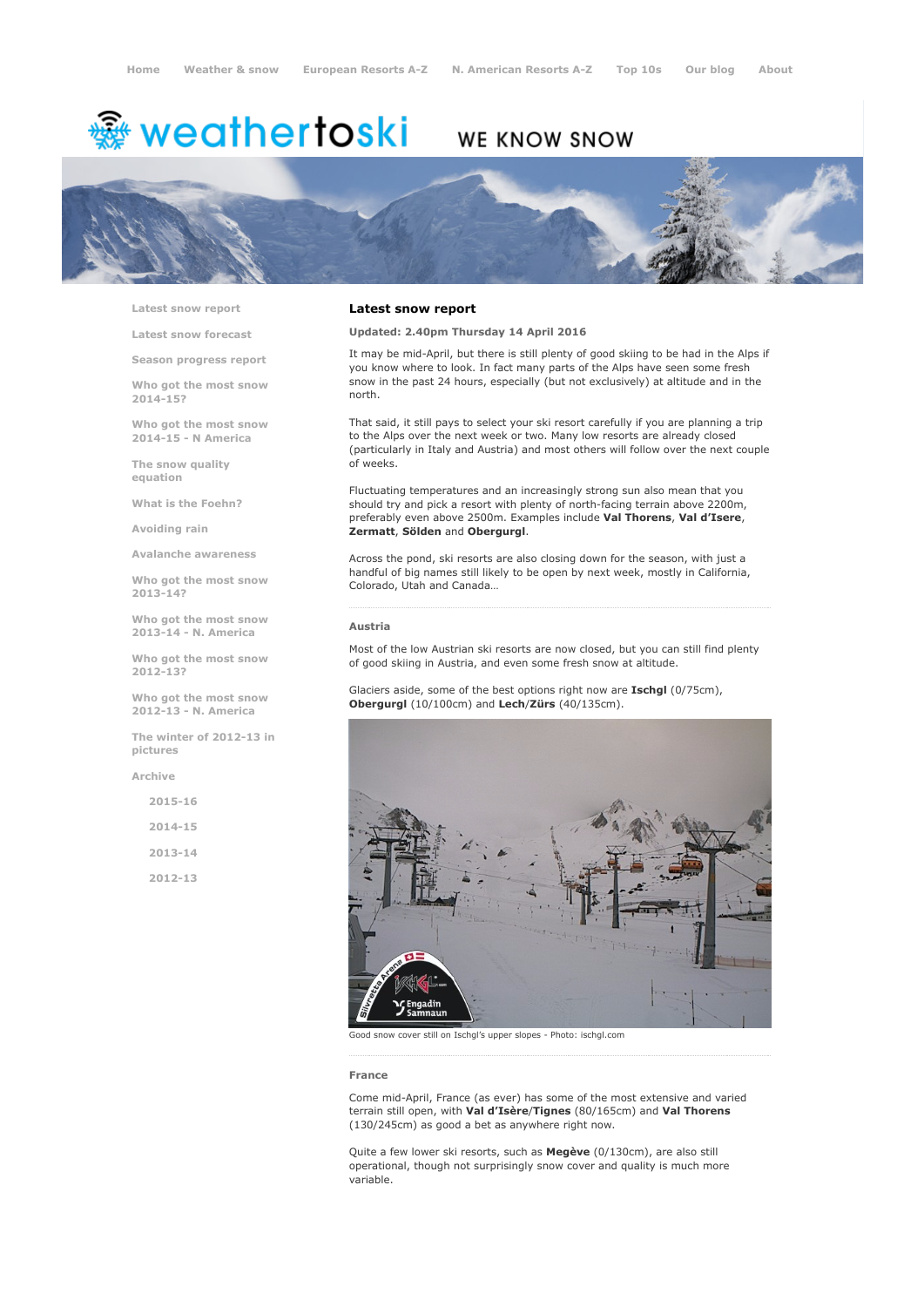Home | Weather & snow | European Resorts A-Z | N. American Resorts A-Z | Top 10s | Our blog | About

# weathertoski

WE KNOW SNOW

- Latest snow report
- Latest snow forecast
- Season progress report
- Who got the most snow 2014-15?
- Who got the most snow 2014-15 - N America
- The snow quality equation
- What is the Foehn?
- Avoiding rain
- Avalanche awareness
- Who got the most snow 2013-14?
- Who got the most snow 2013-14 - N. America
- Who got the most snow 2012-13?
- Who got the most snow 2012-13 - N. America
- The winter of 2012-13 in pictures
- Archive
  - 2015-16
  - 2014-15
  - 2013-14
  - 2012-13

## Latest snow report

**Updated: 2.40pm Thursday 14 April 2016**

It may be mid-April, but there is still plenty of good skiing to be had in the Alps if you know where to look. In fact many parts of the Alps have seen some fresh snow in the past 24 hours, especially (but not exclusively) at altitude and in the north.

That said, it still pays to select your ski resort carefully if you are planning a trip to the Alps over the next week or two. Many low resorts are already closed (particularly in Italy and Austria) and most others will follow over the next couple of weeks.

Fluctuating temperatures and an increasingly strong sun also mean that you should try and pick a resort with plenty of north-facing terrain above 2200m, preferably even above 2500m. Examples include **Val Thorens**, **Val d'Isere**, **Zermatt**, **Sölden** and **Obergurgl**.

Across the pond, ski resorts are also closing down for the season, with just a handful of big names still likely to be open by next week, mostly in California, Colorado, Utah and Canada…

### Austria

Most of the low Austrian ski resorts are now closed, but you can still find plenty of good skiing in Austria, and even some fresh snow at altitude.

Glaciers aside, some of the best options right now are **Ischgl** (0/75cm), **Obergurgl** (10/100cm) and **Lech**/**Zürs** (40/135cm).

Good snow cover still on Ischgl's upper slopes - Photo: ischgl.com

### France

Come mid-April, France (as ever) has some of the most extensive and varied terrain still open, with **Val d'Isère**/**Tignes** (80/165cm) and **Val Thorens** (130/245cm) as good a bet as anywhere right now.

Quite a few lower ski resorts, such as **Megève** (0/130cm), are also still operational, though not surprisingly snow cover and quality is much more variable.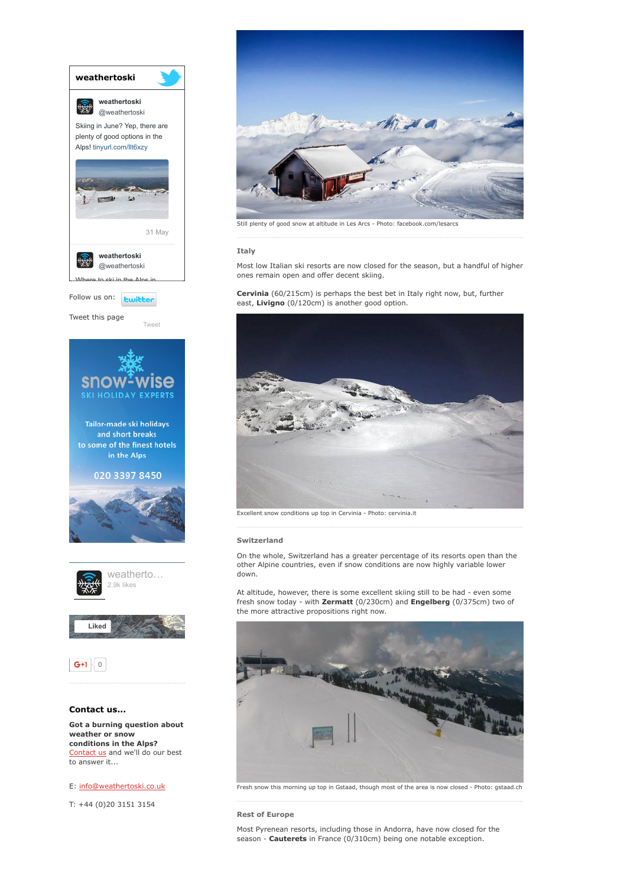**weathertoski**

weathertoski
@weathertoski

Skiing in June? Yep, there are plenty of good options in the Alps! tinyurl.com/llt6xzy

31 May

weathertoski
@weathertoski

Where to ski in the Alps in

Follow us on:

Tweet this page

Tweet

snow-wise
SKI HOLIDAY EXPERTS

Tailor-made ski holidays and short breaks to some of the finest hotels in the Alps

020 3397 8450

weatherto...
2.9k likes

Liked

G+1 0

**Contact us...**

**Got a burning question about weather or snow conditions in the Alps?**
Contact us and we'll do our best to answer it...

E: info@weathertoski.co.uk

T: +44 (0)20 3151 3154

Still plenty of good snow at altitude in Les Arcs - Photo: facebook.com/lesarcs

### Italy

Most low Italian ski resorts are now closed for the season, but a handful of higher ones remain open and offer decent skiing.

**Cervinia** (60/215cm) is perhaps the best bet in Italy right now, but, further east, **Livigno** (0/120cm) is another good option.

Excellent snow conditions up top in Cervinia - Photo: cervinia.it

### Switzerland

On the whole, Switzerland has a greater percentage of its resorts open than the other Alpine countries, even if snow conditions are now highly variable lower down.

At altitude, however, there is some excellent skiing still to be had - even some fresh snow today - with **Zermatt** (0/230cm) and **Engelberg** (0/375cm) two of the more attractive propositions right now.

Fresh snow this morning up top in Gstaad, though most of the area is now closed - Photo: gstaad.ch

### Rest of Europe

Most Pyrenean resorts, including those in Andorra, have now closed for the season - **Cauterets** in France (0/310cm) being one notable exception.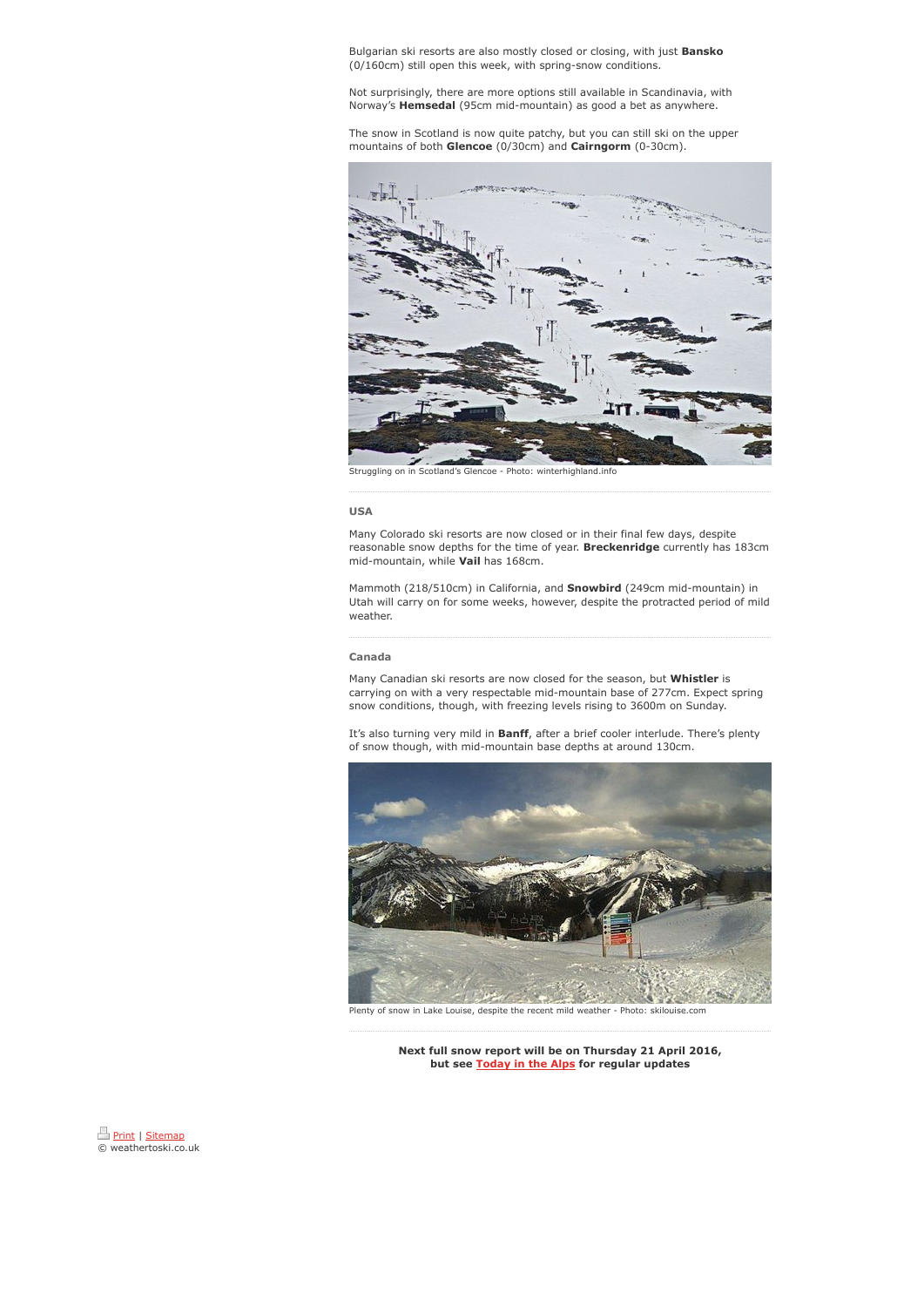Bulgarian ski resorts are also mostly closed or closing, with just **Bansko** (0/160cm) still open this week, with spring-snow conditions.

Not surprisingly, there are more options still available in Scandinavia, with Norway's **Hemsedal** (95cm mid-mountain) as good a bet as anywhere.

The snow in Scotland is now quite patchy, but you can still ski on the upper mountains of both **Glencoe** (0/30cm) and **Cairngorm** (0-30cm).

Struggling on in Scotland's Glencoe - Photo: winterhighland.info

### USA

Many Colorado ski resorts are now closed or in their final few days, despite reasonable snow depths for the time of year. **Breckenridge** currently has 183cm mid-mountain, while **Vail** has 168cm.

Mammoth (218/510cm) in California, and **Snowbird** (249cm mid-mountain) in Utah will carry on for some weeks, however, despite the protracted period of mild weather.

### Canada

Many Canadian ski resorts are now closed for the season, but **Whistler** is carrying on with a very respectable mid-mountain base of 277cm. Expect spring snow conditions, though, with freezing levels rising to 3600m on Sunday.

It's also turning very mild in **Banff**, after a brief cooler interlude. There's plenty of snow though, with mid-mountain base depths at around 130cm.

Plenty of snow in Lake Louise, despite the recent mild weather - Photo: skilouise.com

**Next full snow report will be on Thursday 21 April 2016, but see Today in the Alps for regular updates**

Print | Sitemap
© weathertoski.co.uk